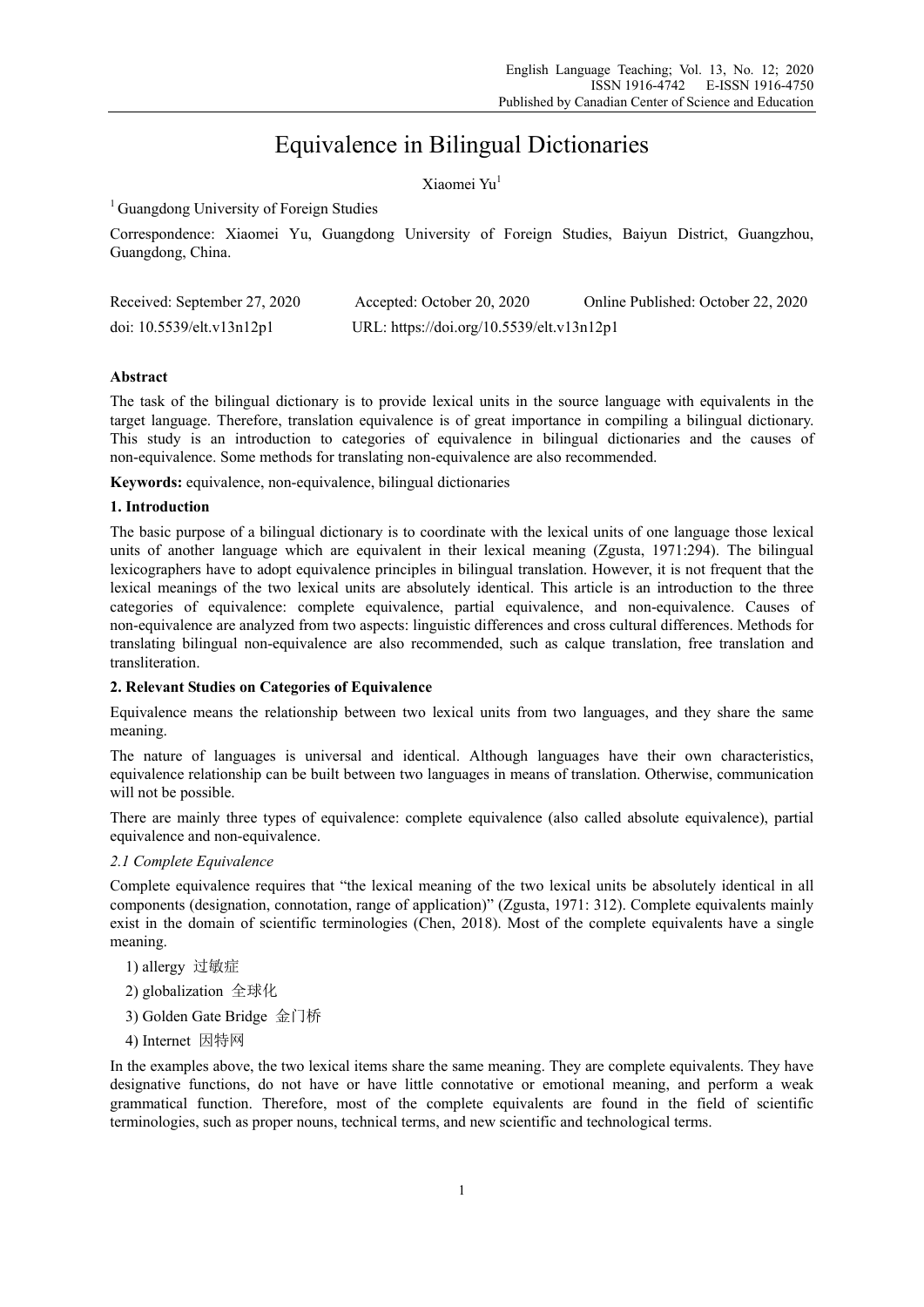# Equivalence in Bilingual Dictionaries

Xiaomei Yu[1]

[1] Guangdong University of Foreign Studies

Correspondence: Xiaomei Yu, Guangdong University of Foreign Studies, Baiyun District, Guangzhou, Guangdong, China.

Received: September 27, 2020 Accepted: October 20, 2020 Online Published: October 22, 2020

doi: 10.5539/elt.v13n12p1 URL: https://doi.org/10.5539/elt.v13n12p1

## Abstract

The task of the bilingual dictionary is to provide lexical units in the source language with equivalents in the target language. Therefore, translation equivalence is of great importance in compiling a bilingual dictionary. This study is an introduction to categories of equivalence in bilingual dictionaries and the causes of non-equivalence. Some methods for translating non-equivalence are also recommended.

**Keywords:** equivalence, non-equivalence, bilingual dictionaries

## 1. Introduction

The basic purpose of a bilingual dictionary is to coordinate with the lexical units of one language those lexical units of another language which are equivalent in their lexical meaning (Zgusta, 1971:294). The bilingual lexicographers have to adopt equivalence principles in bilingual translation. However, it is not frequent that the lexical meanings of the two lexical units are absolutely identical. This article is an introduction to the three categories of equivalence: complete equivalence, partial equivalence, and non-equivalence. Causes of non-equivalence are analyzed from two aspects: linguistic differences and cross cultural differences. Methods for translating bilingual non-equivalence are also recommended, such as calque translation, free translation and transliteration.

## 2. Relevant Studies on Categories of Equivalence

Equivalence means the relationship between two lexical units from two languages, and they share the same meaning.

The nature of languages is universal and identical. Although languages have their own characteristics, equivalence relationship can be built between two languages in means of translation. Otherwise, communication will not be possible.

There are mainly three types of equivalence: complete equivalence (also called absolute equivalence), partial equivalence and non-equivalence.

### *2.1 Complete Equivalence*

Complete equivalence requires that "the lexical meaning of the two lexical units be absolutely identical in all components (designation, connotation, range of application)" (Zgusta, 1971: 312). Complete equivalents mainly exist in the domain of scientific terminologies (Chen, 2018). Most of the complete equivalents have a single meaning.

1) allergy 过敏症

2) globalization 全球化

3) Golden Gate Bridge 金门桥

4) Internet 因特网

In the examples above, the two lexical items share the same meaning. They are complete equivalents. They have designative functions, do not have or have little connotative or emotional meaning, and perform a weak grammatical function. Therefore, most of the complete equivalents are found in the field of scientific terminologies, such as proper nouns, technical terms, and new scientific and technological terms.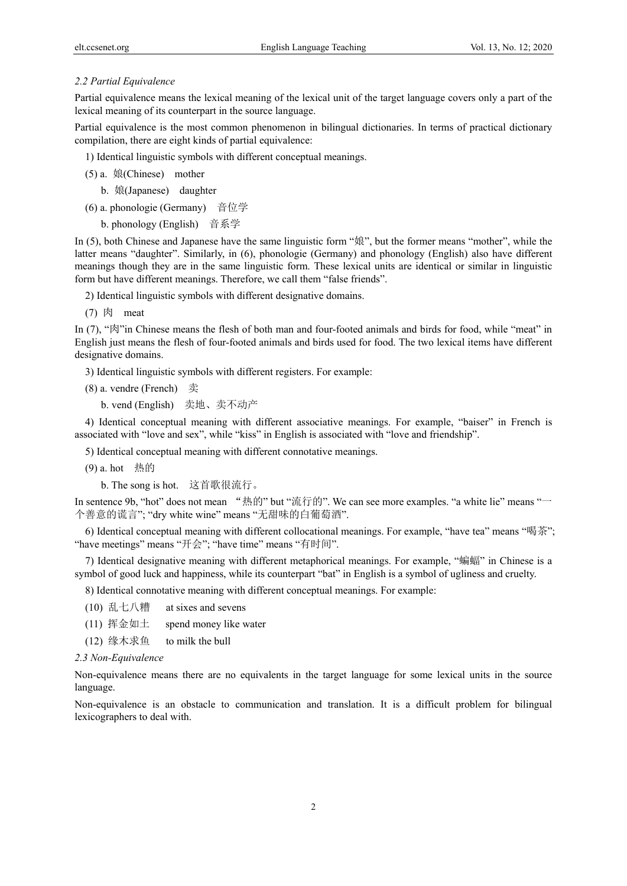*2.2 Partial Equivalence*

Partial equivalence means the lexical meaning of the lexical unit of the target language covers only a part of the lexical meaning of its counterpart in the source language.

Partial equivalence is the most common phenomenon in bilingual dictionaries. In terms of practical dictionary compilation, there are eight kinds of partial equivalence:

1) Identical linguistic symbols with different conceptual meanings.

(5) a. 娘(Chinese) mother

b. 娘(Japanese) daughter

(6) a. phonologie (Germany) 音位学

b. phonology (English) 音系学

In (5), both Chinese and Japanese have the same linguistic form "娘", but the former means "mother", while the latter means "daughter". Similarly, in (6), phonologie (Germany) and phonology (English) also have different meanings though they are in the same linguistic form. These lexical units are identical or similar in linguistic form but have different meanings. Therefore, we call them "false friends".

2) Identical linguistic symbols with different designative domains.

(7) 肉 meat

In (7), "肉"in Chinese means the flesh of both man and four-footed animals and birds for food, while "meat" in English just means the flesh of four-footed animals and birds used for food. The two lexical items have different designative domains.

3) Identical linguistic symbols with different registers. For example:

(8) a. vendre (French) 卖

b. vend (English) 卖地、卖不动产

4) Identical conceptual meaning with different associative meanings. For example, "baiser" in French is associated with "love and sex", while "kiss" in English is associated with "love and friendship".

5) Identical conceptual meaning with different connotative meanings.

(9) a. hot 热的

b. The song is hot. 这首歌很流行。

In sentence 9b, "hot" does not mean "热的" but "流行的". We can see more examples. "a white lie" means "一个善意的谎言"; "dry white wine" means "无甜味的白葡萄酒".

6) Identical conceptual meaning with different collocational meanings. For example, "have tea" means "喝茶"; "have meetings" means "开会"; "have time" means "有时间".

7) Identical designative meaning with different metaphorical meanings. For example, "蝙蝠" in Chinese is a symbol of good luck and happiness, while its counterpart "bat" in English is a symbol of ugliness and cruelty.

8) Identical connotative meaning with different conceptual meanings. For example:

(10) 乱七八糟 at sixes and sevens

(11) 挥金如土 spend money like water

(12) 缘木求鱼 to milk the bull

*2.3 Non-Equivalence*

Non-equivalence means there are no equivalents in the target language for some lexical units in the source language.

Non-equivalence is an obstacle to communication and translation. It is a difficult problem for bilingual lexicographers to deal with.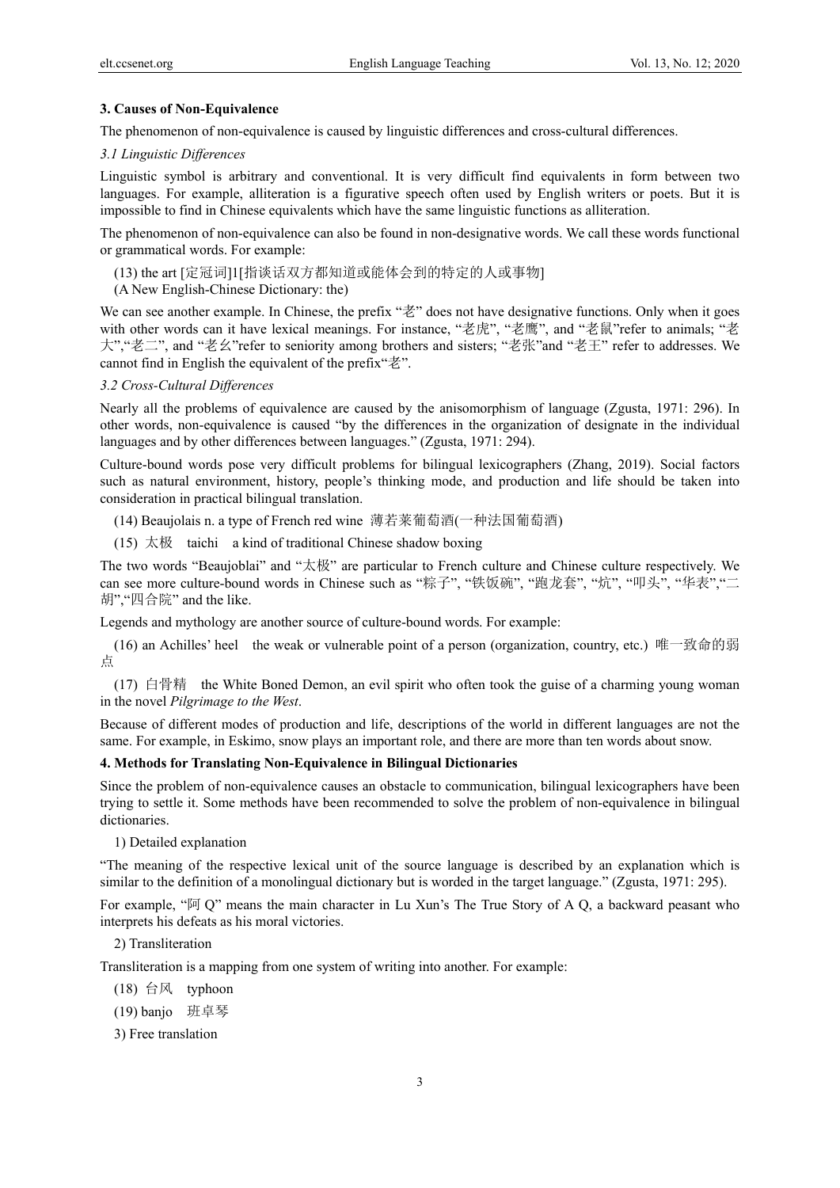## 3. Causes of Non-Equivalence

The phenomenon of non-equivalence is caused by linguistic differences and cross-cultural differences.

### *3.1 Linguistic Differences*

Linguistic symbol is arbitrary and conventional. It is very difficult find equivalents in form between two languages. For example, alliteration is a figurative speech often used by English writers or poets. But it is impossible to find in Chinese equivalents which have the same linguistic functions as alliteration.

The phenomenon of non-equivalence can also be found in non-designative words. We call these words functional or grammatical words. For example:

(13) the art [定冠词]1[指谈话双方都知道或能体会到的特定的人或事物]
(A New English-Chinese Dictionary: the)

We can see another example. In Chinese, the prefix "老" does not have designative functions. Only when it goes with other words can it have lexical meanings. For instance, "老虎", "老鹰", and "老鼠"refer to animals; "老大","老二", and "老幺"refer to seniority among brothers and sisters; "老张"and "老王" refer to addresses. We cannot find in English the equivalent of the prefix"老".

### *3.2 Cross-Cultural Differences*

Nearly all the problems of equivalence are caused by the anisomorphism of language (Zgusta, 1971: 296). In other words, non-equivalence is caused "by the differences in the organization of designate in the individual languages and by other differences between languages." (Zgusta, 1971: 294).

Culture-bound words pose very difficult problems for bilingual lexicographers (Zhang, 2019). Social factors such as natural environment, history, people's thinking mode, and production and life should be taken into consideration in practical bilingual translation.

(14) Beaujolais n. a type of French red wine 薄若莱葡萄酒(一种法国葡萄酒)

(15) 太极 taichi a kind of traditional Chinese shadow boxing

The two words "Beaujoblai" and "太极" are particular to French culture and Chinese culture respectively. We can see more culture-bound words in Chinese such as "粽子", "铁饭碗", "跑龙套", "炕", "叩头", "华表","二胡","四合院" and the like.

Legends and mythology are another source of culture-bound words. For example:

(16) an Achilles' heel the weak or vulnerable point of a person (organization, country, etc.) 唯一致命的弱点

(17) 白骨精 the White Boned Demon, an evil spirit who often took the guise of a charming young woman in the novel *Pilgrimage to the West*.

Because of different modes of production and life, descriptions of the world in different languages are not the same. For example, in Eskimo, snow plays an important role, and there are more than ten words about snow.

## 4. Methods for Translating Non-Equivalence in Bilingual Dictionaries

Since the problem of non-equivalence causes an obstacle to communication, bilingual lexicographers have been trying to settle it. Some methods have been recommended to solve the problem of non-equivalence in bilingual dictionaries.

1) Detailed explanation

"The meaning of the respective lexical unit of the source language is described by an explanation which is similar to the definition of a monolingual dictionary but is worded in the target language." (Zgusta, 1971: 295).

For example, "阿 Q" means the main character in Lu Xun's The True Story of A Q, a backward peasant who interprets his defeats as his moral victories.

2) Transliteration

Transliteration is a mapping from one system of writing into another. For example:

(18) 台风 typhoon

(19) banjo 班卓琴

3) Free translation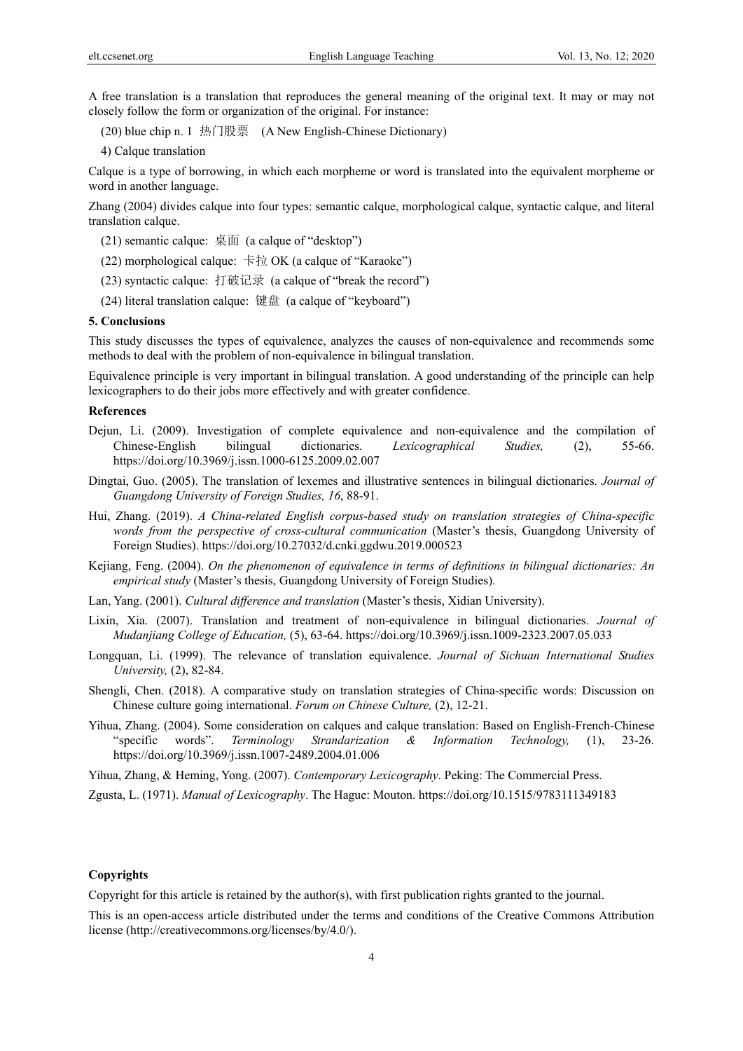A free translation is a translation that reproduces the general meaning of the original text. It may or may not closely follow the form or organization of the original. For instance:

(20) blue chip n. 1 热门股票 (A New English-Chinese Dictionary)

4) Calque translation

Calque is a type of borrowing, in which each morpheme or word is translated into the equivalent morpheme or word in another language.

Zhang (2004) divides calque into four types: semantic calque, morphological calque, syntactic calque, and literal translation calque.

(21) semantic calque: 桌面 (a calque of "desktop")

(22) morphological calque: 卡拉 OK (a calque of "Karaoke")

(23) syntactic calque: 打破记录 (a calque of "break the record")

(24) literal translation calque: 键盘 (a calque of "keyboard")

## 5. Conclusions

This study discusses the types of equivalence, analyzes the causes of non-equivalence and recommends some methods to deal with the problem of non-equivalence in bilingual translation.

Equivalence principle is very important in bilingual translation. A good understanding of the principle can help lexicographers to do their jobs more effectively and with greater confidence.

## References

Dejun, Li. (2009). Investigation of complete equivalence and non-equivalence and the compilation of Chinese-English bilingual dictionaries. *Lexicographical Studies,* (2), 55-66. https://doi.org/10.3969/j.issn.1000-6125.2009.02.007

Dingtai, Guo. (2005). The translation of lexemes and illustrative sentences in bilingual dictionaries. *Journal of Guangdong University of Foreign Studies, 16*, 88-91.

Hui, Zhang. (2019). *A China-related English corpus-based study on translation strategies of China-specific words from the perspective of cross-cultural communication* (Master's thesis, Guangdong University of Foreign Studies). https://doi.org/10.27032/d.cnki.ggdwu.2019.000523

Kejiang, Feng. (2004). *On the phenomenon of equivalence in terms of definitions in bilingual dictionaries: An empirical study* (Master's thesis, Guangdong University of Foreign Studies).

Lan, Yang. (2001). *Cultural difference and translation* (Master's thesis, Xidian University).

Lixin, Xia. (2007). Translation and treatment of non-equivalence in bilingual dictionaries. *Journal of Mudanjiang College of Education,* (5), 63-64. https://doi.org/10.3969/j.issn.1009-2323.2007.05.033

Longquan, Li. (1999). The relevance of translation equivalence. *Journal of Sichuan International Studies University,* (2), 82-84.

Shengli, Chen. (2018). A comparative study on translation strategies of China-specific words: Discussion on Chinese culture going international. *Forum on Chinese Culture,* (2), 12-21.

Yihua, Zhang. (2004). Some consideration on calques and calque translation: Based on English-French-Chinese "specific words". *Terminology Strandarization & Information Technology,* (1), 23-26. https://doi.org/10.3969/j.issn.1007-2489.2004.01.006

Yihua, Zhang, & Heming, Yong. (2007). *Contemporary Lexicography*. Peking: The Commercial Press.

Zgusta, L. (1971). *Manual of Lexicography*. The Hague: Mouton. https://doi.org/10.1515/9783111349183

## Copyrights

Copyright for this article is retained by the author(s), with first publication rights granted to the journal.

This is an open-access article distributed under the terms and conditions of the Creative Commons Attribution license (http://creativecommons.org/licenses/by/4.0/).